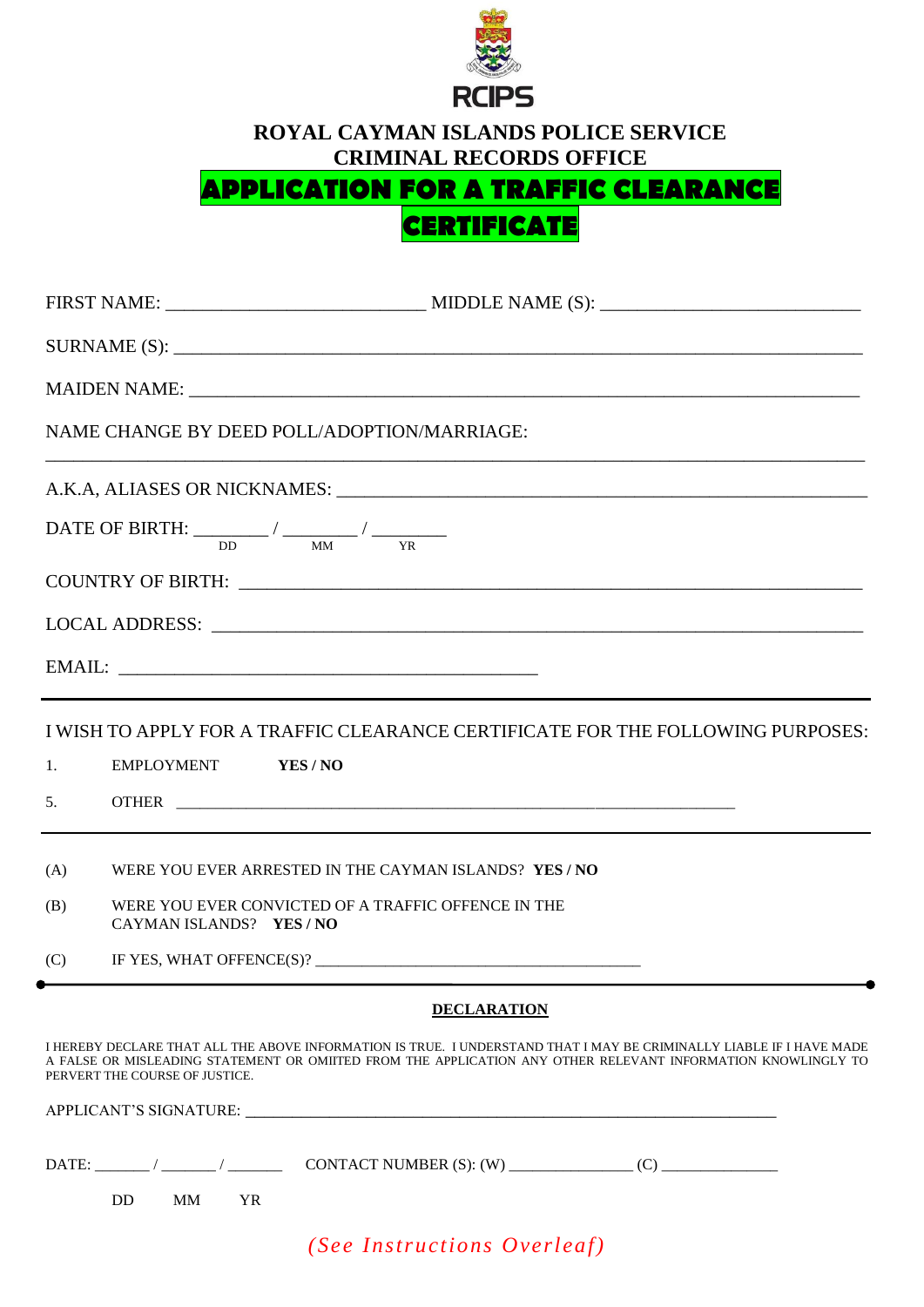RCIPS

# ROYAL CAYMAN ISLANDS POLICE SERVICE
## CRIMINAL RECORDS OFFICE
## APPLICATION FOR A TRAFFIC CLEARANCE CERTIFICATE

FIRST NAME: ___________________________ MIDDLE NAME (S): ___________________________

SURNAME (S): ___________________________________________________________________________

MAIDEN NAME: ___________________________________________________________________________

NAME CHANGE BY DEED POLL/ADOPTION/MARRIAGE:

_______________________________________________________________________________________

A.K.A, ALIASES OR NICKNAMES: ___________________________________________________________

DATE OF BIRTH: ________ / ________ / ________
DD MM YR

COUNTRY OF BIRTH: ______________________________________________________________________

LOCAL ADDRESS: _________________________________________________________________________

EMAIL: ____________________________________________

---

I WISH TO APPLY FOR A TRAFFIC CLEARANCE CERTIFICATE FOR THE FOLLOWING PURPOSES:

1. EMPLOYMENT **YES / NO**

5. OTHER __________________________________________________________________

---

(A) WERE YOU EVER ARRESTED IN THE CAYMAN ISLANDS? **YES / NO**

(B) WERE YOU EVER CONVICTED OF A TRAFFIC OFFENCE IN THE CAYMAN ISLANDS? **YES / NO**

(C) IF YES, WHAT OFFENCE(S)? ________________________________________

---

**DECLARATION**

I HEREBY DECLARE THAT ALL THE ABOVE INFORMATION IS TRUE. I UNDERSTAND THAT I MAY BE CRIMINALLY LIABLE IF I HAVE MADE A FALSE OR MISLEADING STATEMENT OR OMIITED FROM THE APPLICATION ANY OTHER RELEVANT INFORMATION KNOWLINGLY TO PERVERT THE COURSE OF JUSTICE.

APPLICANT'S SIGNATURE: _________________________________________________________________

DATE: _______ / _______ / _______ CONTACT NUMBER (S): (W) _______________ (C) _______________

DD MM YR

*(See Instructions Overleaf)*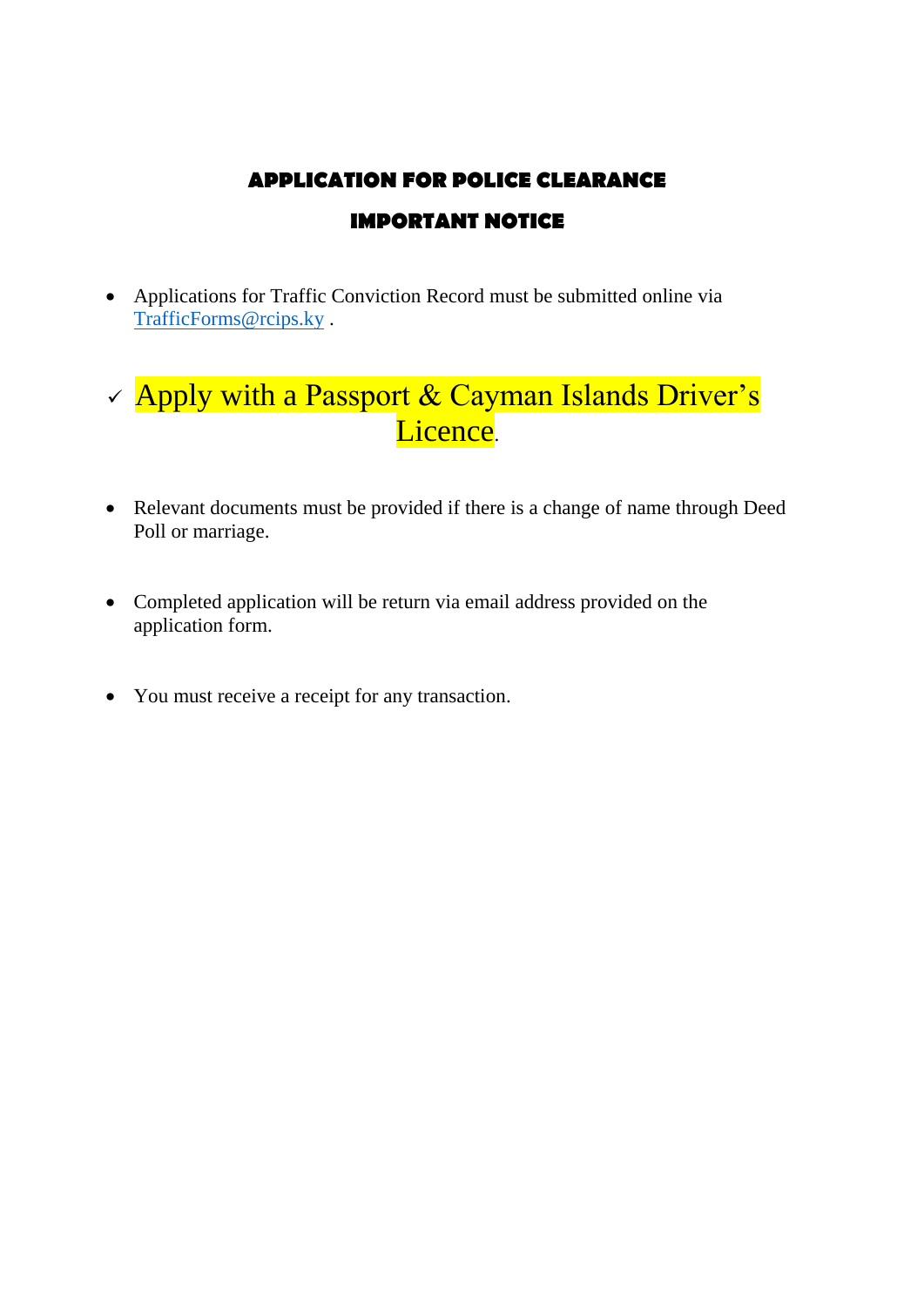## APPLICATION FOR POLICE CLEARANCE

## IMPORTANT NOTICE

- Applications for Traffic Conviction Record must be submitted online via TrafficForms@rcips.ky .

✓ **Apply with a Passport & Cayman Islands Driver's Licence.**

- Relevant documents must be provided if there is a change of name through Deed Poll or marriage.

- Completed application will be return via email address provided on the application form.

- You must receive a receipt for any transaction.